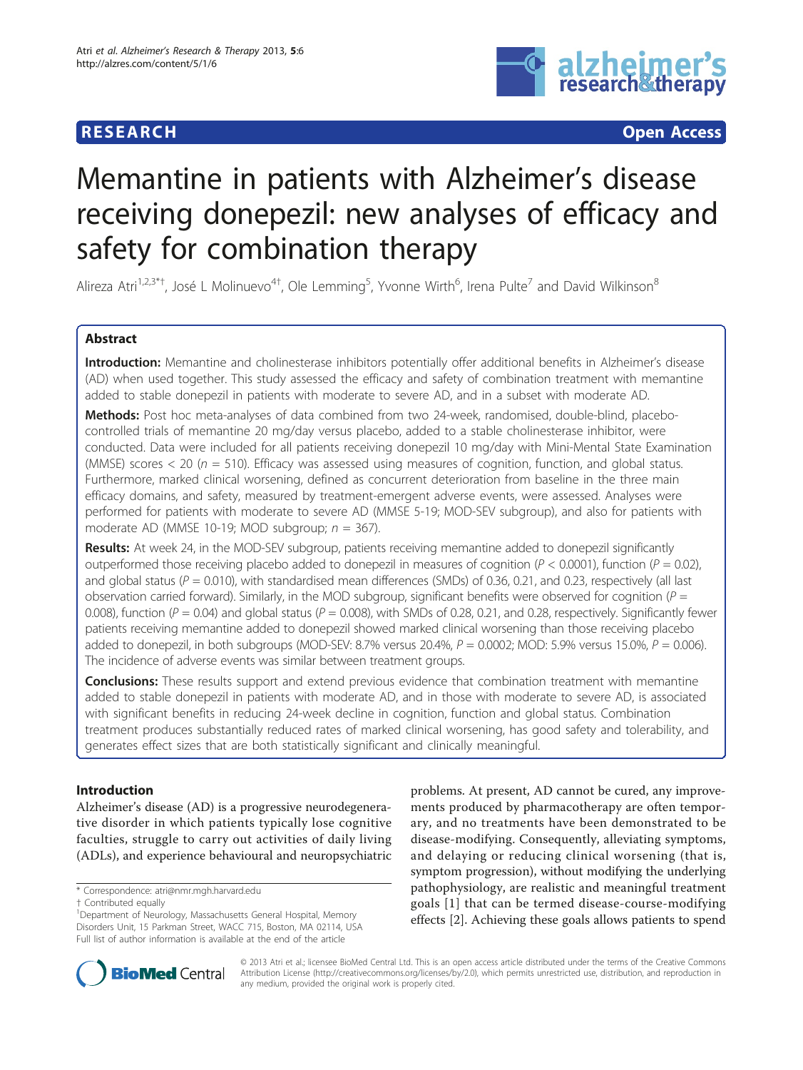RESEARCH Open Access

# Memantine in patients with Alzheimer's disease receiving donepezil: new analyses of efficacy and safety for combination therapy

Alireza Atri[1,2,3*†], José L Molinuevo[4†], Ole Lemming[5], Yvonne Wirth[6], Irena Pulte[7] and David Wilkinson[8]

## Abstract

**Introduction:** Memantine and cholinesterase inhibitors potentially offer additional benefits in Alzheimer's disease (AD) when used together. This study assessed the efficacy and safety of combination treatment with memantine added to stable donepezil in patients with moderate to severe AD, and in a subset with moderate AD.

**Methods:** Post hoc meta-analyses of data combined from two 24-week, randomised, double-blind, placebo-controlled trials of memantine 20 mg/day versus placebo, added to a stable cholinesterase inhibitor, were conducted. Data were included for all patients receiving donepezil 10 mg/day with Mini-Mental State Examination (MMSE) scores < 20 (*n* = 510). Efficacy was assessed using measures of cognition, function, and global status. Furthermore, marked clinical worsening, defined as concurrent deterioration from baseline in the three main efficacy domains, and safety, measured by treatment-emergent adverse events, were assessed. Analyses were performed for patients with moderate to severe AD (MMSE 5-19; MOD-SEV subgroup), and also for patients with moderate AD (MMSE 10-19; MOD subgroup; *n* = 367).

**Results:** At week 24, in the MOD-SEV subgroup, patients receiving memantine added to donepezil significantly outperformed those receiving placebo added to donepezil in measures of cognition (*P* < 0.0001), function (*P* = 0.02), and global status (*P* = 0.010), with standardised mean differences (SMDs) of 0.36, 0.21, and 0.23, respectively (all last observation carried forward). Similarly, in the MOD subgroup, significant benefits were observed for cognition (*P* = 0.008), function (*P* = 0.04) and global status (*P* = 0.008), with SMDs of 0.28, 0.21, and 0.28, respectively. Significantly fewer patients receiving memantine added to donepezil showed marked clinical worsening than those receiving placebo added to donepezil, in both subgroups (MOD-SEV: 8.7% versus 20.4%, *P* = 0.0002; MOD: 5.9% versus 15.0%, *P* = 0.006). The incidence of adverse events was similar between treatment groups.

**Conclusions:** These results support and extend previous evidence that combination treatment with memantine added to stable donepezil in patients with moderate AD, and in those with moderate to severe AD, is associated with significant benefits in reducing 24-week decline in cognition, function and global status. Combination treatment produces substantially reduced rates of marked clinical worsening, has good safety and tolerability, and generates effect sizes that are both statistically significant and clinically meaningful.

## Introduction

Alzheimer's disease (AD) is a progressive neurodegenerative disorder in which patients typically lose cognitive faculties, struggle to carry out activities of daily living (ADLs), and experience behavioural and neuropsychiatric problems. At present, AD cannot be cured, any improvements produced by pharmacotherapy are often temporary, and no treatments have been demonstrated to be disease-modifying. Consequently, alleviating symptoms, and delaying or reducing clinical worsening (that is, symptom progression), without modifying the underlying pathophysiology, are realistic and meaningful treatment goals [1] that can be termed disease-course-modifying effects [2]. Achieving these goals allows patients to spend

\* Correspondence: atri@nmr.mgh.harvard.edu
† Contributed equally
[1]Department of Neurology, Massachusetts General Hospital, Memory Disorders Unit, 15 Parkman Street, WACC 715, Boston, MA 02114, USA
Full list of author information is available at the end of the article

© 2013 Atri et al.; licensee BioMed Central Ltd. This is an open access article distributed under the terms of the Creative Commons Attribution License (http://creativecommons.org/licenses/by/2.0), which permits unrestricted use, distribution, and reproduction in any medium, provided the original work is properly cited.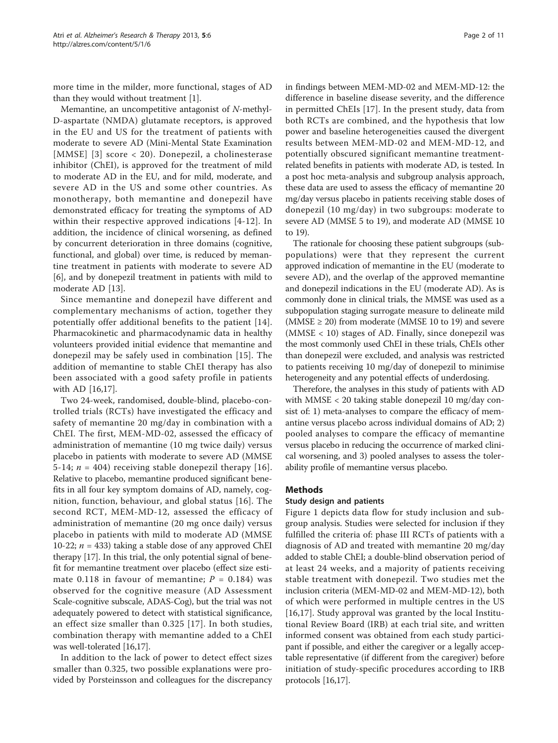more time in the milder, more functional, stages of AD than they would without treatment [1].

Memantine, an uncompetitive antagonist of *N*-methyl-D-aspartate (NMDA) glutamate receptors, is approved in the EU and US for the treatment of patients with moderate to severe AD (Mini-Mental State Examination [MMSE] [3] score < 20). Donepezil, a cholinesterase inhibitor (ChEI), is approved for the treatment of mild to moderate AD in the EU, and for mild, moderate, and severe AD in the US and some other countries. As monotherapy, both memantine and donepezil have demonstrated efficacy for treating the symptoms of AD within their respective approved indications [4-12]. In addition, the incidence of clinical worsening, as defined by concurrent deterioration in three domains (cognitive, functional, and global) over time, is reduced by memantine treatment in patients with moderate to severe AD [6], and by donepezil treatment in patients with mild to moderate AD [13].

Since memantine and donepezil have different and complementary mechanisms of action, together they potentially offer additional benefits to the patient [14]. Pharmacokinetic and pharmacodynamic data in healthy volunteers provided initial evidence that memantine and donepezil may be safely used in combination [15]. The addition of memantine to stable ChEI therapy has also been associated with a good safety profile in patients with AD [16,17].

Two 24-week, randomised, double-blind, placebo-controlled trials (RCTs) have investigated the efficacy and safety of memantine 20 mg/day in combination with a ChEI. The first, MEM-MD-02, assessed the efficacy of administration of memantine (10 mg twice daily) versus placebo in patients with moderate to severe AD (MMSE 5-14; $n$ = 404) receiving stable donepezil therapy [16]. Relative to placebo, memantine produced significant benefits in all four key symptom domains of AD, namely, cognition, function, behaviour, and global status [16]. The second RCT, MEM-MD-12, assessed the efficacy of administration of memantine (20 mg once daily) versus placebo in patients with mild to moderate AD (MMSE 10-22; $n$ = 433) taking a stable dose of any approved ChEI therapy [17]. In this trial, the only potential signal of benefit for memantine treatment over placebo (effect size estimate 0.118 in favour of memantine; $P$ = 0.184) was observed for the cognitive measure (AD Assessment Scale-cognitive subscale, ADAS-Cog), but the trial was not adequately powered to detect with statistical significance, an effect size smaller than 0.325 [17]. In both studies, combination therapy with memantine added to a ChEI was well-tolerated [16,17].

In addition to the lack of power to detect effect sizes smaller than 0.325, two possible explanations were provided by Porsteinsson and colleagues for the discrepancy in findings between MEM-MD-02 and MEM-MD-12: the difference in baseline disease severity, and the difference in permitted ChEIs [17]. In the present study, data from both RCTs are combined, and the hypothesis that low power and baseline heterogeneities caused the divergent results between MEM-MD-02 and MEM-MD-12, and potentially obscured significant memantine treatment-related benefits in patients with moderate AD, is tested. In a post hoc meta-analysis and subgroup analysis approach, these data are used to assess the efficacy of memantine 20 mg/day versus placebo in patients receiving stable doses of donepezil (10 mg/day) in two subgroups: moderate to severe AD (MMSE 5 to 19), and moderate AD (MMSE 10 to 19).

The rationale for choosing these patient subgroups (subpopulations) were that they represent the current approved indication of memantine in the EU (moderate to severe AD), and the overlap of the approved memantine and donepezil indications in the EU (moderate AD). As is commonly done in clinical trials, the MMSE was used as a subpopulation staging surrogate measure to delineate mild (MMSE ≥ 20) from moderate (MMSE 10 to 19) and severe (MMSE < 10) stages of AD. Finally, since donepezil was the most commonly used ChEI in these trials, ChEIs other than donepezil were excluded, and analysis was restricted to patients receiving 10 mg/day of donepezil to minimise heterogeneity and any potential effects of underdosing.

Therefore, the analyses in this study of patients with AD with MMSE < 20 taking stable donepezil 10 mg/day consist of: 1) meta-analyses to compare the efficacy of memantine versus placebo across individual domains of AD; 2) pooled analyses to compare the efficacy of memantine versus placebo in reducing the occurrence of marked clinical worsening, and 3) pooled analyses to assess the tolerability profile of memantine versus placebo.

## Methods

### Study design and patients

Figure 1 depicts data flow for study inclusion and subgroup analysis. Studies were selected for inclusion if they fulfilled the criteria of: phase III RCTs of patients with a diagnosis of AD and treated with memantine 20 mg/day added to stable ChEI; a double-blind observation period of at least 24 weeks, and a majority of patients receiving stable treatment with donepezil. Two studies met the inclusion criteria (MEM-MD-02 and MEM-MD-12), both of which were performed in multiple centres in the US [16,17]. Study approval was granted by the local Institutional Review Board (IRB) at each trial site, and written informed consent was obtained from each study participant if possible, and either the caregiver or a legally acceptable representative (if different from the caregiver) before initiation of study-specific procedures according to IRB protocols [16,17].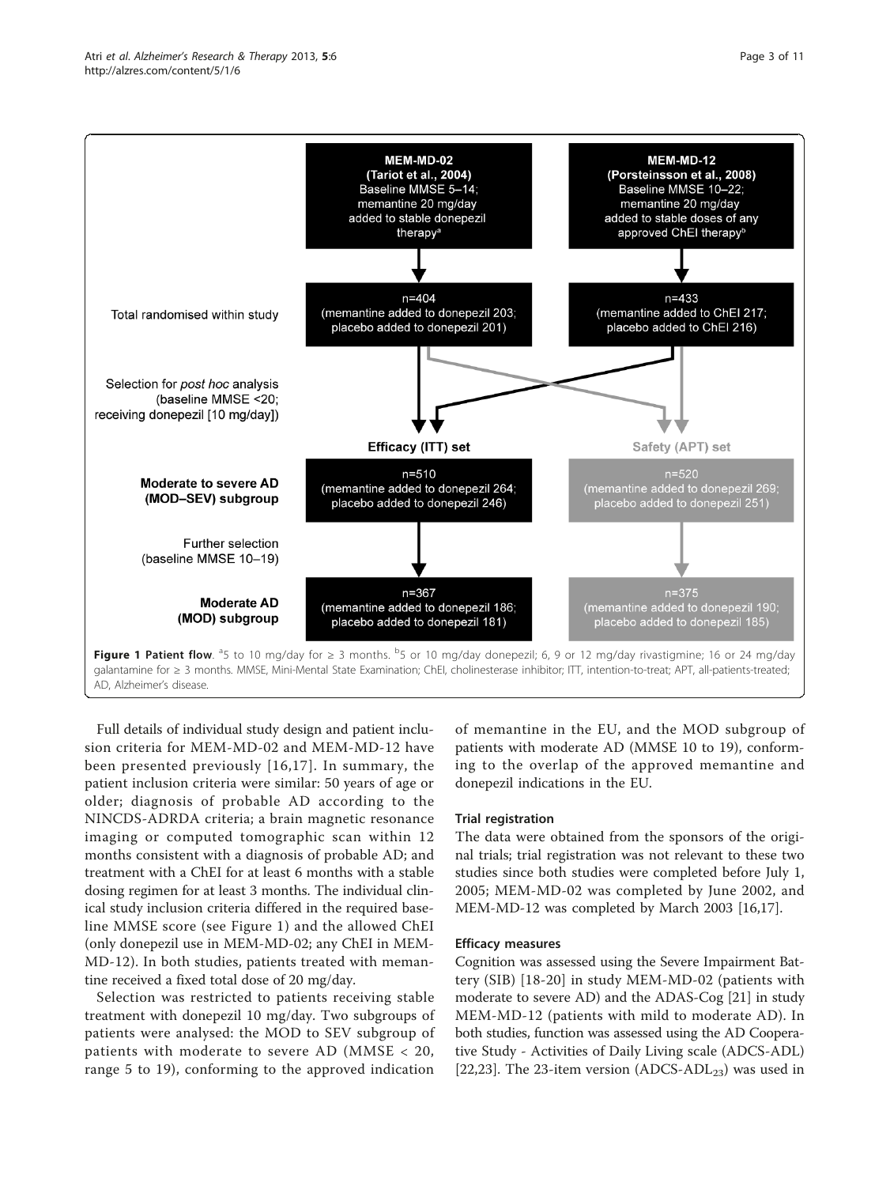MEM-MD-02 (Tariot et al., 2004) Baseline MMSE 5–14; memantine 20 mg/day added to stable donepezil therapy[a]

MEM-MD-12 (Porsteinsson et al., 2008) Baseline MMSE 10–22; memantine 20 mg/day added to stable doses of any approved ChEI therapy[b]

Total randomised within study: n=404 (memantine added to donepezil 203; placebo added to donepezil 201); n=433 (memantine added to ChEI 217; placebo added to ChEI 216)

Selection for *post hoc* analysis (baseline MMSE <20; receiving donepezil [10 mg/day])

| | Efficacy (ITT) set | Safety (APT) set |
| --- | --- | --- |
| **Moderate to severe AD (MOD–SEV) subgroup** | n=510 (memantine added to donepezil 264; placebo added to donepezil 246) | n=520 (memantine added to donepezil 269; placebo added to donepezil 251) |
| Further selection (baseline MMSE 10–19) | | |
| **Moderate AD (MOD) subgroup** | n=367 (memantine added to donepezil 186; placebo added to donepezil 181) | n=375 (memantine added to donepezil 190; placebo added to donepezil 185) |

**Figure 1 Patient flow**. [a]5 to 10 mg/day for ≥ 3 months. [b]5 or 10 mg/day donepezil; 6, 9 or 12 mg/day rivastigmine; 16 or 24 mg/day galantamine for ≥ 3 months. MMSE, Mini-Mental State Examination; ChEI, cholinesterase inhibitor; ITT, intention-to-treat; APT, all-patients-treated; AD, Alzheimer's disease.

Full details of individual study design and patient inclusion criteria for MEM-MD-02 and MEM-MD-12 have been presented previously [16,17]. In summary, the patient inclusion criteria were similar: 50 years of age or older; diagnosis of probable AD according to the NINCDS-ADRDA criteria; a brain magnetic resonance imaging or computed tomographic scan within 12 months consistent with a diagnosis of probable AD; and treatment with a ChEI for at least 6 months with a stable dosing regimen for at least 3 months. The individual clinical study inclusion criteria differed in the required baseline MMSE score (see Figure 1) and the allowed ChEI (only donepezil use in MEM-MD-02; any ChEI in MEM-MD-12). In both studies, patients treated with memantine received a fixed total dose of 20 mg/day.

Selection was restricted to patients receiving stable treatment with donepezil 10 mg/day. Two subgroups of patients were analysed: the MOD to SEV subgroup of patients with moderate to severe AD (MMSE < 20, range 5 to 19), conforming to the approved indication of memantine in the EU, and the MOD subgroup of patients with moderate AD (MMSE 10 to 19), conforming to the overlap of the approved memantine and donepezil indications in the EU.

### Trial registration

The data were obtained from the sponsors of the original trials; trial registration was not relevant to these two studies since both studies were completed before July 1, 2005; MEM-MD-02 was completed by June 2002, and MEM-MD-12 was completed by March 2003 [16,17].

### Efficacy measures

Cognition was assessed using the Severe Impairment Battery (SIB) [18-20] in study MEM-MD-02 (patients with moderate to severe AD) and the ADAS-Cog [21] in study MEM-MD-12 (patients with mild to moderate AD). In both studies, function was assessed using the AD Cooperative Study - Activities of Daily Living scale (ADCS-ADL) [22,23]. The 23-item version ($ADCS\text{-}ADL_{23}$) was used in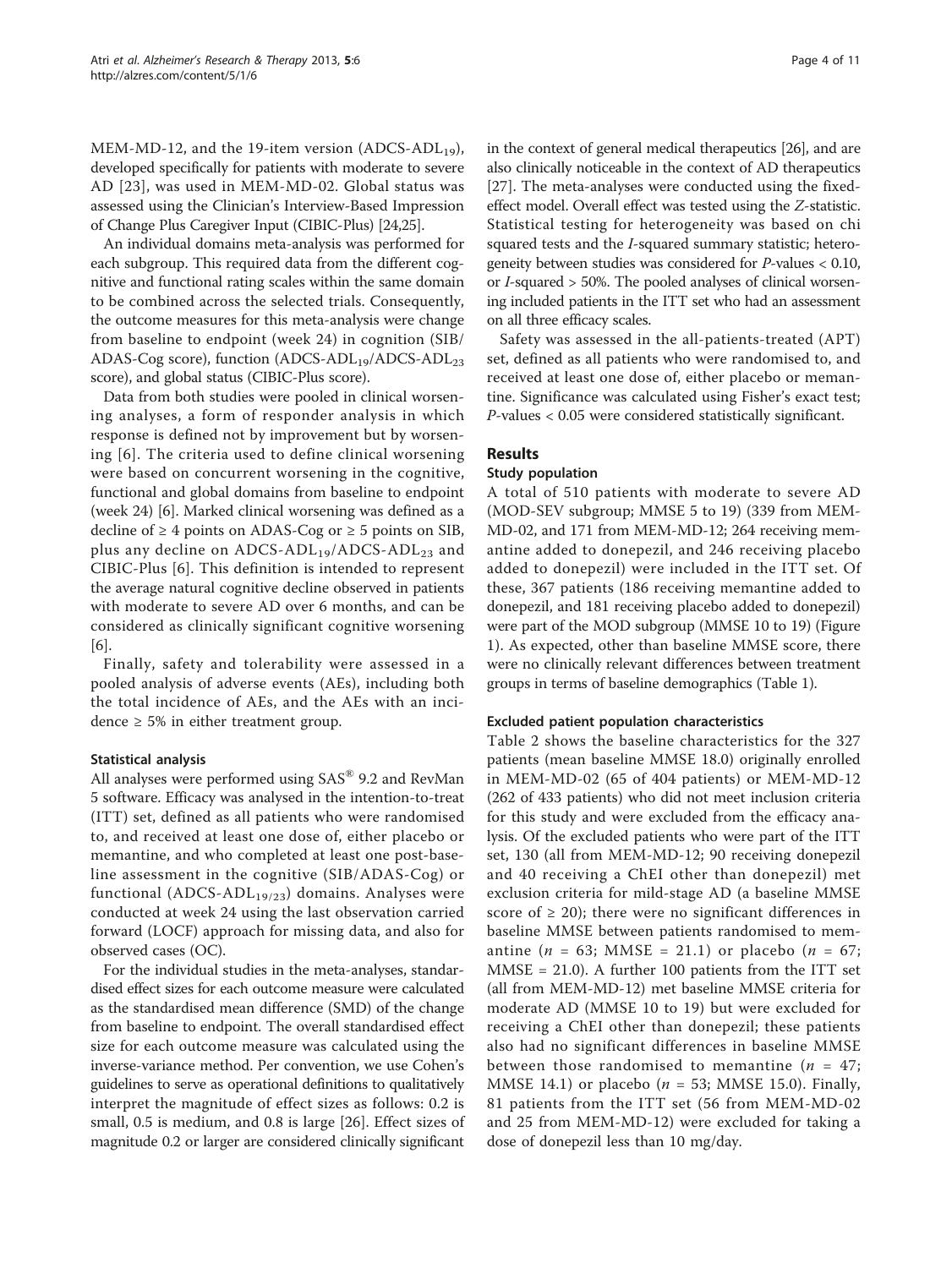MEM-MD-12, and the 19-item version ($ADCS\text{-}ADL_{19}$), developed specifically for patients with moderate to severe AD [23], was used in MEM-MD-02. Global status was assessed using the Clinician's Interview-Based Impression of Change Plus Caregiver Input (CIBIC-Plus) [24,25].

An individual domains meta-analysis was performed for each subgroup. This required data from the different cognitive and functional rating scales within the same domain to be combined across the selected trials. Consequently, the outcome measures for this meta-analysis were change from baseline to endpoint (week 24) in cognition (SIB/ADAS-Cog score), function ($ADCS\text{-}ADL_{19}$/$ADCS\text{-}ADL_{23}$ score), and global status (CIBIC-Plus score).

Data from both studies were pooled in clinical worsening analyses, a form of responder analysis in which response is defined not by improvement but by worsening [6]. The criteria used to define clinical worsening were based on concurrent worsening in the cognitive, functional and global domains from baseline to endpoint (week 24) [6]. Marked clinical worsening was defined as a decline of ≥ 4 points on ADAS-Cog or ≥ 5 points on SIB, plus any decline on $ADCS\text{-}ADL_{19}$/$ADCS\text{-}ADL_{23}$ and CIBIC-Plus [6]. This definition is intended to represent the average natural cognitive decline observed in patients with moderate to severe AD over 6 months, and can be considered as clinically significant cognitive worsening [6].

Finally, safety and tolerability were assessed in a pooled analysis of adverse events (AEs), including both the total incidence of AEs, and the AEs with an incidence ≥ 5% in either treatment group.

### Statistical analysis

All analyses were performed using SAS® 9.2 and RevMan 5 software. Efficacy was analysed in the intention-to-treat (ITT) set, defined as all patients who were randomised to, and received at least one dose of, either placebo or memantine, and who completed at least one post-baseline assessment in the cognitive (SIB/ADAS-Cog) or functional ($ADCS\text{-}ADL_{19/23}$) domains. Analyses were conducted at week 24 using the last observation carried forward (LOCF) approach for missing data, and also for observed cases (OC).

For the individual studies in the meta-analyses, standardised effect sizes for each outcome measure were calculated as the standardised mean difference (SMD) of the change from baseline to endpoint. The overall standardised effect size for each outcome measure was calculated using the inverse-variance method. Per convention, we use Cohen's guidelines to serve as operational definitions to qualitatively interpret the magnitude of effect sizes as follows: 0.2 is small, 0.5 is medium, and 0.8 is large [26]. Effect sizes of magnitude 0.2 or larger are considered clinically significant in the context of general medical therapeutics [26], and are also clinically noticeable in the context of AD therapeutics [27]. The meta-analyses were conducted using the fixed-effect model. Overall effect was tested using the *Z*-statistic. Statistical testing for heterogeneity was based on chi squared tests and the *I*-squared summary statistic; heterogeneity between studies was considered for *P*-values < 0.10, or *I*-squared > 50%. The pooled analyses of clinical worsening included patients in the ITT set who had an assessment on all three efficacy scales.

Safety was assessed in the all-patients-treated (APT) set, defined as all patients who were randomised to, and received at least one dose of, either placebo or memantine. Significance was calculated using Fisher's exact test; *P*-values < 0.05 were considered statistically significant.

## Results

### Study population

A total of 510 patients with moderate to severe AD (MOD-SEV subgroup; MMSE 5 to 19) (339 from MEM-MD-02, and 171 from MEM-MD-12; 264 receiving memantine added to donepezil, and 246 receiving placebo added to donepezil) were included in the ITT set. Of these, 367 patients (186 receiving memantine added to donepezil, and 181 receiving placebo added to donepezil) were part of the MOD subgroup (MMSE 10 to 19) (Figure 1). As expected, other than baseline MMSE score, there were no clinically relevant differences between treatment groups in terms of baseline demographics (Table 1).

### Excluded patient population characteristics

Table 2 shows the baseline characteristics for the 327 patients (mean baseline MMSE 18.0) originally enrolled in MEM-MD-02 (65 of 404 patients) or MEM-MD-12 (262 of 433 patients) who did not meet inclusion criteria for this study and were excluded from the efficacy analysis. Of the excluded patients who were part of the ITT set, 130 (all from MEM-MD-12; 90 receiving donepezil and 40 receiving a ChEI other than donepezil) met exclusion criteria for mild-stage AD (a baseline MMSE score of ≥ 20); there were no significant differences in baseline MMSE between patients randomised to memantine ($n$ = 63; MMSE = 21.1) or placebo ($n$ = 67; MMSE = 21.0). A further 100 patients from the ITT set (all from MEM-MD-12) met baseline MMSE criteria for moderate AD (MMSE 10 to 19) but were excluded for receiving a ChEI other than donepezil; these patients also had no significant differences in baseline MMSE between those randomised to memantine ($n$ = 47; MMSE 14.1) or placebo ($n$ = 53; MMSE 15.0). Finally, 81 patients from the ITT set (56 from MEM-MD-02 and 25 from MEM-MD-12) were excluded for taking a dose of donepezil less than 10 mg/day.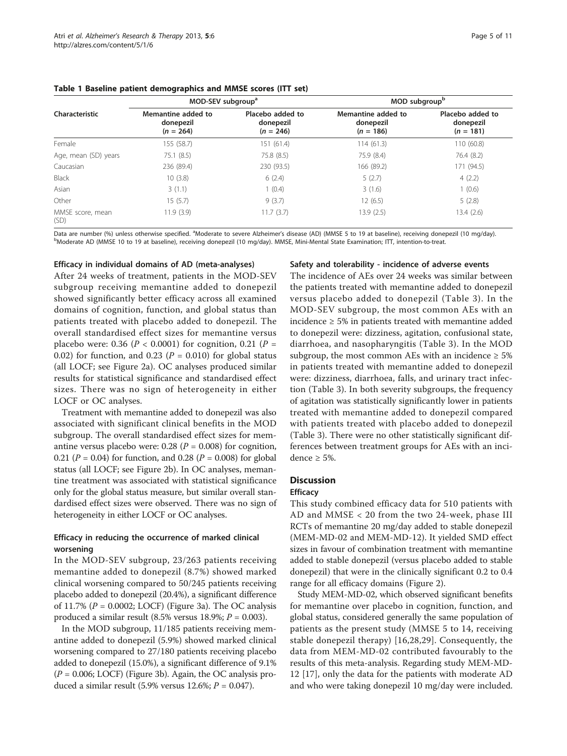**Table 1 Baseline patient demographics and MMSE scores (ITT set)**

| Characteristic | MOD-SEV subgroup[a] | | MOD subgroup[b] | |
|---|---|---|---|---|
| | Memantine added to donepezil ($n$ = 264) | Placebo added to donepezil ($n$ = 246) | Memantine added to donepezil ($n$ = 186) | Placebo added to donepezil ($n$ = 181) |
| Female | 155 (58.7) | 151 (61.4) | 114 (61.3) | 110 (60.8) |
| Age, mean (SD) years | 75.1 (8.5) | 75.8 (8.5) | 75.9 (8.4) | 76.4 (8.2) |
| Caucasian | 236 (89.4) | 230 (93.5) | 166 (89.2) | 171 (94.5) |
| Black | 10 (3.8) | 6 (2.4) | 5 (2.7) | 4 (2.2) |
| Asian | 3 (1.1) | 1 (0.4) | 3 (1.6) | 1 (0.6) |
| Other | 15 (5.7) | 9 (3.7) | 12 (6.5) | 5 (2.8) |
| MMSE score, mean (SD) | 11.9 (3.9) | 11.7 (3.7) | 13.9 (2.5) | 13.4 (2.6) |

Data are number (%) unless otherwise specified. [a]Moderate to severe Alzheimer's disease (AD) (MMSE 5 to 19 at baseline), receiving donepezil (10 mg/day). [b]Moderate AD (MMSE 10 to 19 at baseline), receiving donepezil (10 mg/day). MMSE, Mini-Mental State Examination; ITT, intention-to-treat.

#### Efficacy in individual domains of AD (meta-analyses)

After 24 weeks of treatment, patients in the MOD-SEV subgroup receiving memantine added to donepezil showed significantly better efficacy across all examined domains of cognition, function, and global status than patients treated with placebo added to donepezil. The overall standardised effect sizes for memantine versus placebo were: 0.36 ($P < 0.0001$) for cognition, 0.21 ($P$ = 0.02) for function, and 0.23 ($P$ = 0.010) for global status (all LOCF; see Figure 2a). OC analyses produced similar results for statistical significance and standardised effect sizes. There was no sign of heterogeneity in either LOCF or OC analyses.

Treatment with memantine added to donepezil was also associated with significant clinical benefits in the MOD subgroup. The overall standardised effect sizes for memantine versus placebo were: 0.28 ($P$ = 0.008) for cognition, 0.21 ($P$ = 0.04) for function, and 0.28 ($P$ = 0.008) for global status (all LOCF; see Figure 2b). In OC analyses, memantine treatment was associated with statistical significance only for the global status measure, but similar overall standardised effect sizes were observed. There was no sign of heterogeneity in either LOCF or OC analyses.

#### Efficacy in reducing the occurrence of marked clinical worsening

In the MOD-SEV subgroup, 23/263 patients receiving memantine added to donepezil (8.7%) showed marked clinical worsening compared to 50/245 patients receiving placebo added to donepezil (20.4%), a significant difference of 11.7% ($P$ = 0.0002; LOCF) (Figure 3a). The OC analysis produced a similar result (8.5% versus 18.9%; $P$ = 0.003).

In the MOD subgroup, 11/185 patients receiving memantine added to donepezil (5.9%) showed marked clinical worsening compared to 27/180 patients receiving placebo added to donepezil (15.0%), a significant difference of 9.1% ($P$ = 0.006; LOCF) (Figure 3b). Again, the OC analysis produced a similar result (5.9% versus 12.6%; $P$ = 0.047).

#### Safety and tolerability - incidence of adverse events

The incidence of AEs over 24 weeks was similar between the patients treated with memantine added to donepezil versus placebo added to donepezil (Table 3). In the MOD-SEV subgroup, the most common AEs with an incidence ≥ 5% in patients treated with memantine added to donepezil were: dizziness, agitation, confusional state, diarrhoea, and nasopharyngitis (Table 3). In the MOD subgroup, the most common AEs with an incidence ≥ 5% in patients treated with memantine added to donepezil were: dizziness, diarrhoea, falls, and urinary tract infection (Table 3). In both severity subgroups, the frequency of agitation was statistically significantly lower in patients treated with memantine added to donepezil compared with patients treated with placebo added to donepezil (Table 3). There were no other statistically significant differences between treatment groups for AEs with an incidence ≥ 5%.

## Discussion

### Efficacy

This study combined efficacy data for 510 patients with AD and MMSE < 20 from the two 24-week, phase III RCTs of memantine 20 mg/day added to stable donepezil (MEM-MD-02 and MEM-MD-12). It yielded SMD effect sizes in favour of combination treatment with memantine added to stable donepezil (versus placebo added to stable donepezil) that were in the clinically significant 0.2 to 0.4 range for all efficacy domains (Figure 2).

Study MEM-MD-02, which observed significant benefits for memantine over placebo in cognition, function, and global status, considered generally the same population of patients as the present study (MMSE 5 to 14, receiving stable donepezil therapy) [16,28,29]. Consequently, the data from MEM-MD-02 contributed favourably to the results of this meta-analysis. Regarding study MEM-MD-12 [17], only the data for the patients with moderate AD and who were taking donepezil 10 mg/day were included.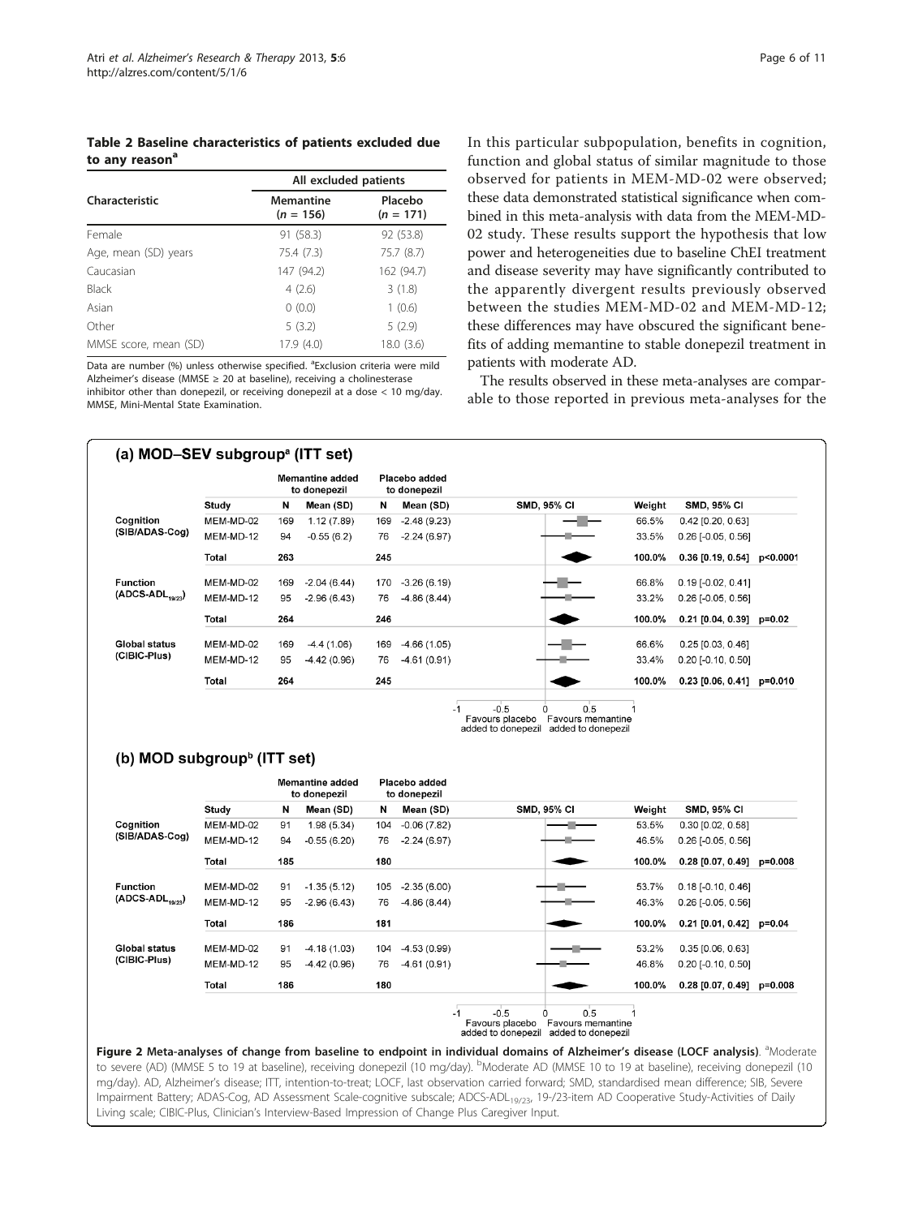**Table 2 Baseline characteristics of patients excluded due to any reason[a]**

| Characteristic | All excluded patients | |
|---|---|---|
| | Memantine ($n$ = 156) | Placebo ($n$ = 171) |
| Female | 91 (58.3) | 92 (53.8) |
| Age, mean (SD) years | 75.4 (7.3) | 75.7 (8.7) |
| Caucasian | 147 (94.2) | 162 (94.7) |
| Black | 4 (2.6) | 3 (1.8) |
| Asian | 0 (0.0) | 1 (0.6) |
| Other | 5 (3.2) | 5 (2.9) |
| MMSE score, mean (SD) | 17.9 (4.0) | 18.0 (3.6) |

Data are number (%) unless otherwise specified. [a]Exclusion criteria were mild Alzheimer's disease (MMSE ≥ 20 at baseline), receiving a cholinesterase inhibitor other than donepezil, or receiving donepezil at a dose < 10 mg/day. MMSE, Mini-Mental State Examination.

In this particular subpopulation, benefits in cognition, function and global status of similar magnitude to those observed for patients in MEM-MD-02 were observed; these data demonstrated statistical significance when combined in this meta-analysis with data from the MEM-MD-02 study. These results support the hypothesis that low power and heterogeneities due to baseline ChEI treatment and disease severity may have significantly contributed to the apparently divergent results previously observed between the studies MEM-MD-02 and MEM-MD-12; these differences may have obscured the significant benefits of adding memantine to stable donepezil treatment in patients with moderate AD.

The results observed in these meta-analyses are comparable to those reported in previous meta-analyses for the

**(a) MOD–SEV subgroup[a] (ITT set)**

| | Study | Memantine added to donepezil N | Memantine added to donepezil Mean (SD) | Placebo added to donepezil N | Placebo added to donepezil Mean (SD) | Weight | SMD, 95% CI | |
|---|---|---|---|---|---|---|---|---|
| Cognition (SIB/ADAS-Cog) | MEM-MD-02 | 169 | 1.12 (7.89) | 169 | -2.48 (9.23) | 66.5% | 0.42 [0.20, 0.63] | |
| | MEM-MD-12 | 94 | -0.55 (6.2) | 76 | -2.24 (6.97) | 33.5% | 0.26 [-0.05, 0.56] | |
| | **Total** | **263** | | **245** | | **100.0%** | **0.36 [0.19, 0.54]** | **p<0.0001** |
| Function ($ADCS\text{-}ADL_{19/23}$) | MEM-MD-02 | 169 | -2.04 (6.44) | 170 | -3.26 (6.19) | 66.8% | 0.19 [-0.02, 0.41] | |
| | MEM-MD-12 | 95 | -2.96 (6.43) | 76 | -4.86 (8.44) | 33.2% | 0.26 [-0.05, 0.56] | |
| | **Total** | **264** | | **246** | | **100.0%** | **0.21 [0.04, 0.39]** | **p=0.02** |
| Global status (CIBIC-Plus) | MEM-MD-02 | 169 | -4.4 (1.06) | 169 | -4.66 (1.05) | 66.6% | 0.25 [0.03, 0.46] | |
| | MEM-MD-12 | 95 | -4.42 (0.96) | 76 | -4.61 (0.91) | 33.4% | 0.20 [-0.10, 0.50] | |
| | **Total** | **264** | | **245** | | **100.0%** | **0.23 [0.06, 0.41]** | **p=0.010** |

**(b) MOD subgroup[b] (ITT set)**

| | Study | Memantine added to donepezil N | Memantine added to donepezil Mean (SD) | Placebo added to donepezil N | Placebo added to donepezil Mean (SD) | Weight | SMD, 95% CI | |
|---|---|---|---|---|---|---|---|---|
| Cognition (SIB/ADAS-Cog) | MEM-MD-02 | 91 | 1.98 (5.34) | 104 | -0.06 (7.82) | 53.5% | 0.30 [0.02, 0.58] | |
| | MEM-MD-12 | 94 | -0.55 (6.20) | 76 | -2.24 (6.97) | 46.5% | 0.26 [-0.05, 0.56] | |
| | **Total** | **185** | | **180** | | **100.0%** | **0.28 [0.07, 0.49]** | **p=0.008** |
| Function ($ADCS\text{-}ADL_{19/23}$) | MEM-MD-02 | 91 | -1.35 (5.12) | 105 | -2.35 (6.00) | 53.7% | 0.18 [-0.10, 0.46] | |
| | MEM-MD-12 | 95 | -2.96 (6.43) | 76 | -4.86 (8.44) | 46.3% | 0.26 [-0.05, 0.56] | |
| | **Total** | **186** | | **181** | | **100.0%** | **0.21 [0.01, 0.42]** | **p=0.04** |
| Global status (CIBIC-Plus) | MEM-MD-02 | 91 | -4.18 (1.03) | 104 | -4.53 (0.99) | 53.2% | 0.35 [0.06, 0.63] | |
| | MEM-MD-12 | 95 | -4.42 (0.96) | 76 | -4.61 (0.91) | 46.8% | 0.20 [-0.10, 0.50] | |
| | **Total** | **186** | | **180** | | **100.0%** | **0.28 [0.07, 0.49]** | **p=0.008** |

SMD, 95% CI axis: -1, -0.5, 0, 0.5, 1 — Favours placebo added to donepezil / Favours memantine added to donepezil

**Figure 2 Meta-analyses of change from baseline to endpoint in individual domains of Alzheimer's disease (LOCF analysis)**. [a]Moderate to severe (AD) (MMSE 5 to 19 at baseline), receiving donepezil (10 mg/day). [b]Moderate AD (MMSE 10 to 19 at baseline), receiving donepezil (10 mg/day). AD, Alzheimer's disease; ITT, intention-to-treat; LOCF, last observation carried forward; SMD, standardised mean difference; SIB, Severe Impairment Battery; ADAS-Cog, AD Assessment Scale-cognitive subscale; $ADCS\text{-}ADL_{19/23}$, 19-/23-item AD Cooperative Study-Activities of Daily Living scale; CIBIC-Plus, Clinician's Interview-Based Impression of Change Plus Caregiver Input.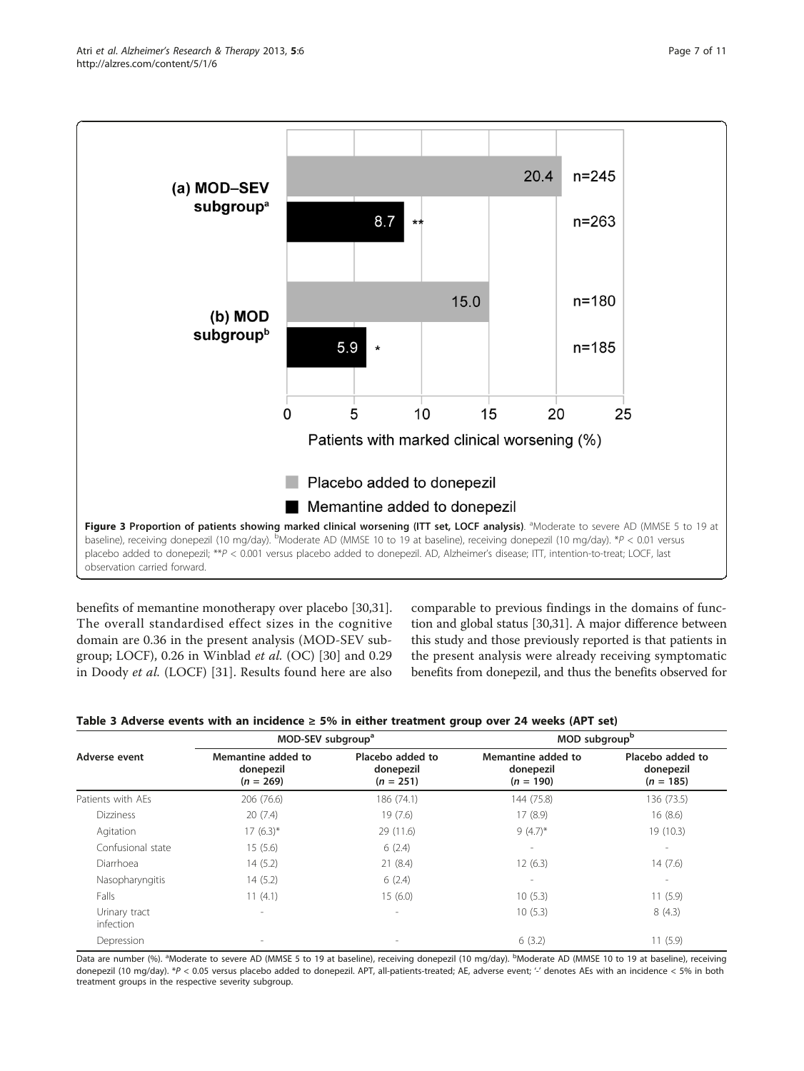**Figure 3 Proportion of patients showing marked clinical worsening (ITT set, LOCF analysis).** [a]Moderate to severe AD (MMSE 5 to 19 at baseline), receiving donepezil (10 mg/day). [b]Moderate AD (MMSE 10 to 19 at baseline), receiving donepezil (10 mg/day). \*$P < 0.01$ versus placebo added to donepezil; \*\*$P < 0.001$ versus placebo added to donepezil. AD, Alzheimer's disease; ITT, intention-to-treat; LOCF, last observation carried forward.

benefits of memantine monotherapy over placebo [30,31]. The overall standardised effect sizes in the cognitive domain are 0.36 in the present analysis (MOD-SEV subgroup; LOCF), 0.26 in Winblad *et al.* (OC) [30] and 0.29 in Doody *et al.* (LOCF) [31]. Results found here are also comparable to previous findings in the domains of function and global status [30,31]. A major difference between this study and those previously reported is that patients in the present analysis were already receiving symptomatic benefits from donepezil, and thus the benefits observed for

**Table 3 Adverse events with an incidence ≥ 5% in either treatment group over 24 weeks (APT set)**

| Adverse event | MOD-SEV subgroup[a] | | MOD subgroup[b] | |
|---|---|---|---|---|
| | Memantine added to donepezil (*n* = 269) | Placebo added to donepezil (*n* = 251) | Memantine added to donepezil (*n* = 190) | Placebo added to donepezil (*n* = 185) |
| Patients with AEs | 206 (76.6) | 186 (74.1) | 144 (75.8) | 136 (73.5) |
| Dizziness | 20 (7.4) | 19 (7.6) | 17 (8.9) | 16 (8.6) |
| Agitation | 17 (6.3)* | 29 (11.6) | 9 (4.7)* | 19 (10.3) |
| Confusional state | 15 (5.6) | 6 (2.4) | - | - |
| Diarrhoea | 14 (5.2) | 21 (8.4) | 12 (6.3) | 14 (7.6) |
| Nasopharyngitis | 14 (5.2) | 6 (2.4) | - | - |
| Falls | 11 (4.1) | 15 (6.0) | 10 (5.3) | 11 (5.9) |
| Urinary tract infection | - | - | 10 (5.3) | 8 (4.3) |
| Depression | - | - | 6 (3.2) | 11 (5.9) |

Data are number (%). [a]Moderate to severe AD (MMSE 5 to 19 at baseline), receiving donepezil (10 mg/day). [b]Moderate AD (MMSE 10 to 19 at baseline), receiving donepezil (10 mg/day). *$P < 0.05$ versus placebo added to donepezil. APT, all-patients-treated; AE, adverse event; '-' denotes AEs with an incidence < 5% in both treatment groups in the respective severity subgroup.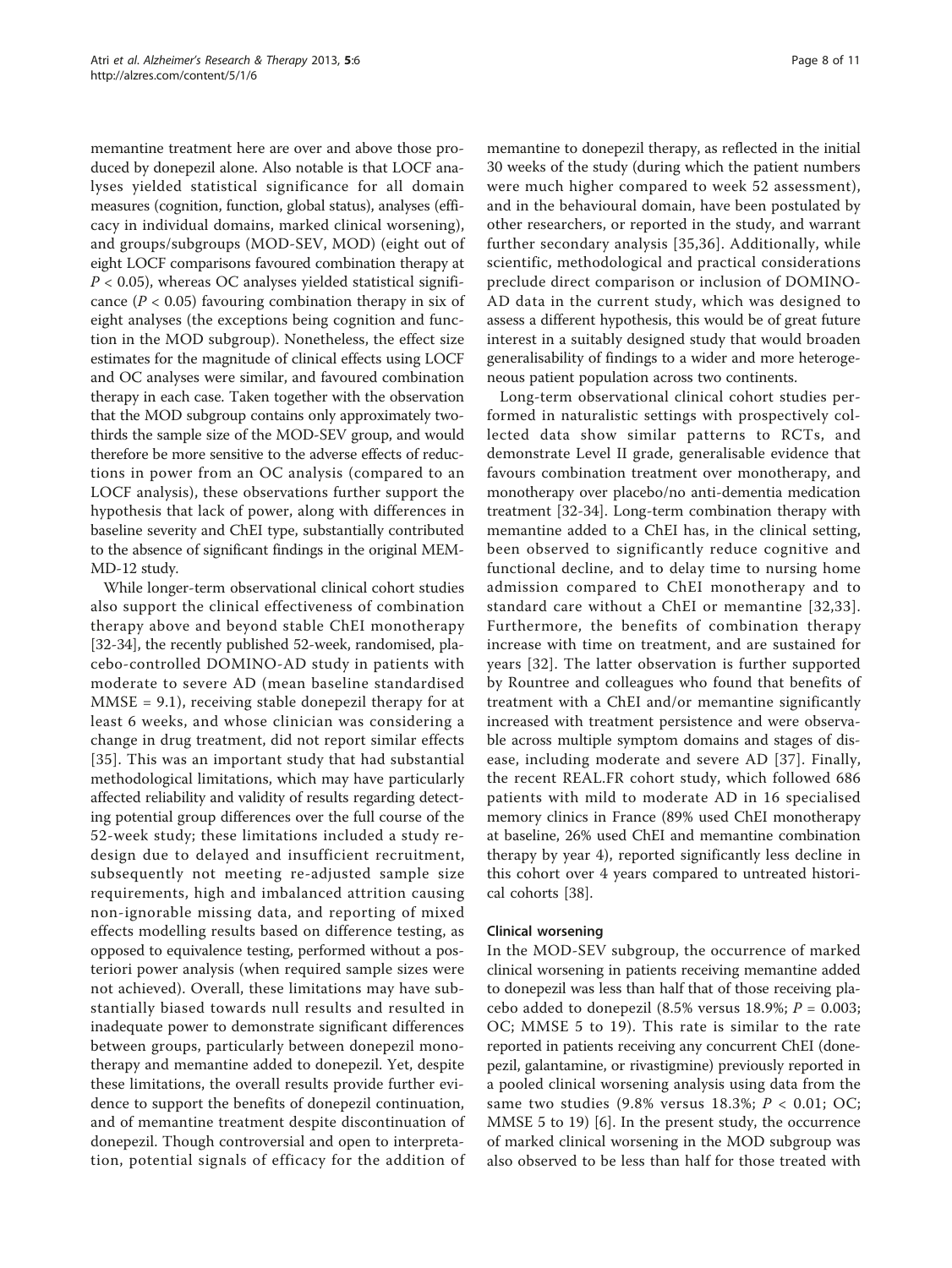memantine treatment here are over and above those produced by donepezil alone. Also notable is that LOCF analyses yielded statistical significance for all domain measures (cognition, function, global status), analyses (efficacy in individual domains, marked clinical worsening), and groups/subgroups (MOD-SEV, MOD) (eight out of eight LOCF comparisons favoured combination therapy at $P < 0.05$), whereas OC analyses yielded statistical significance ($P < 0.05$) favouring combination therapy in six of eight analyses (the exceptions being cognition and function in the MOD subgroup). Nonetheless, the effect size estimates for the magnitude of clinical effects using LOCF and OC analyses were similar, and favoured combination therapy in each case. Taken together with the observation that the MOD subgroup contains only approximately two-thirds the sample size of the MOD-SEV group, and would therefore be more sensitive to the adverse effects of reductions in power from an OC analysis (compared to an LOCF analysis), these observations further support the hypothesis that lack of power, along with differences in baseline severity and ChEI type, substantially contributed to the absence of significant findings in the original MEM-MD-12 study.

While longer-term observational clinical cohort studies also support the clinical effectiveness of combination therapy above and beyond stable ChEI monotherapy [32-34], the recently published 52-week, randomised, placebo-controlled DOMINO-AD study in patients with moderate to severe AD (mean baseline standardised MMSE = 9.1), receiving stable donepezil therapy for at least 6 weeks, and whose clinician was considering a change in drug treatment, did not report similar effects [35]. This was an important study that had substantial methodological limitations, which may have particularly affected reliability and validity of results regarding detecting potential group differences over the full course of the 52-week study; these limitations included a study redesign due to delayed and insufficient recruitment, subsequently not meeting re-adjusted sample size requirements, high and imbalanced attrition causing non-ignorable missing data, and reporting of mixed effects modelling results based on difference testing, as opposed to equivalence testing, performed without a posteriori power analysis (when required sample sizes were not achieved). Overall, these limitations may have substantially biased towards null results and resulted in inadequate power to demonstrate significant differences between groups, particularly between donepezil monotherapy and memantine added to donepezil. Yet, despite these limitations, the overall results provide further evidence to support the benefits of donepezil continuation, and of memantine treatment despite discontinuation of donepezil. Though controversial and open to interpretation, potential signals of efficacy for the addition of memantine to donepezil therapy, as reflected in the initial 30 weeks of the study (during which the patient numbers were much higher compared to week 52 assessment), and in the behavioural domain, have been postulated by other researchers, or reported in the study, and warrant further secondary analysis [35,36]. Additionally, while scientific, methodological and practical considerations preclude direct comparison or inclusion of DOMINO-AD data in the current study, which was designed to assess a different hypothesis, this would be of great future interest in a suitably designed study that would broaden generalisability of findings to a wider and more heterogeneous patient population across two continents.

Long-term observational clinical cohort studies performed in naturalistic settings with prospectively collected data show similar patterns to RCTs, and demonstrate Level II grade, generalisable evidence that favours combination treatment over monotherapy, and monotherapy over placebo/no anti-dementia medication treatment [32-34]. Long-term combination therapy with memantine added to a ChEI has, in the clinical setting, been observed to significantly reduce cognitive and functional decline, and to delay time to nursing home admission compared to ChEI monotherapy and to standard care without a ChEI or memantine [32,33]. Furthermore, the benefits of combination therapy increase with time on treatment, and are sustained for years [32]. The latter observation is further supported by Rountree and colleagues who found that benefits of treatment with a ChEI and/or memantine significantly increased with treatment persistence and were observable across multiple symptom domains and stages of disease, including moderate and severe AD [37]. Finally, the recent REAL.FR cohort study, which followed 686 patients with mild to moderate AD in 16 specialised memory clinics in France (89% used ChEI monotherapy at baseline, 26% used ChEI and memantine combination therapy by year 4), reported significantly less decline in this cohort over 4 years compared to untreated historical cohorts [38].

### Clinical worsening

In the MOD-SEV subgroup, the occurrence of marked clinical worsening in patients receiving memantine added to donepezil was less than half that of those receiving placebo added to donepezil (8.5% versus 18.9%; $P = 0.003$; OC; MMSE 5 to 19). This rate is similar to the rate reported in patients receiving any concurrent ChEI (donepezil, galantamine, or rivastigmine) previously reported in a pooled clinical worsening analysis using data from the same two studies (9.8% versus 18.3%; $P < 0.01$; OC; MMSE 5 to 19) [6]. In the present study, the occurrence of marked clinical worsening in the MOD subgroup was also observed to be less than half for those treated with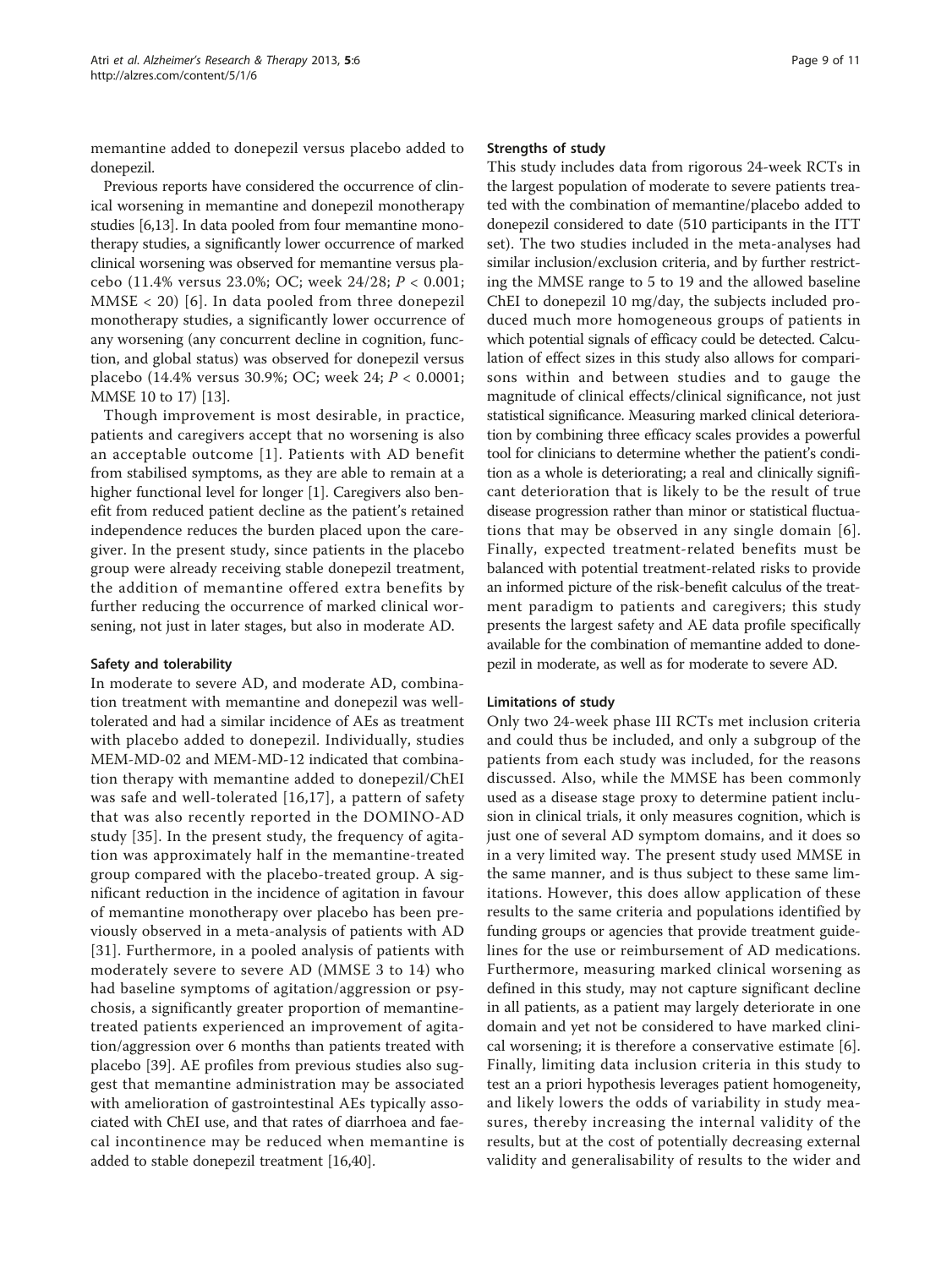memantine added to donepezil versus placebo added to donepezil.

Previous reports have considered the occurrence of clinical worsening in memantine and donepezil monotherapy studies [6,13]. In data pooled from four memantine monotherapy studies, a significantly lower occurrence of marked clinical worsening was observed for memantine versus placebo (11.4% versus 23.0%; OC; week 24/28; $P < 0.001$; MMSE < 20) [6]. In data pooled from three donepezil monotherapy studies, a significantly lower occurrence of any worsening (any concurrent decline in cognition, function, and global status) was observed for donepezil versus placebo (14.4% versus 30.9%; OC; week 24; $P < 0.0001$; MMSE 10 to 17) [13].

Though improvement is most desirable, in practice, patients and caregivers accept that no worsening is also an acceptable outcome [1]. Patients with AD benefit from stabilised symptoms, as they are able to remain at a higher functional level for longer [1]. Caregivers also benefit from reduced patient decline as the patient's retained independence reduces the burden placed upon the caregiver. In the present study, since patients in the placebo group were already receiving stable donepezil treatment, the addition of memantine offered extra benefits by further reducing the occurrence of marked clinical worsening, not just in later stages, but also in moderate AD.

#### Safety and tolerability

In moderate to severe AD, and moderate AD, combination treatment with memantine and donepezil was well-tolerated and had a similar incidence of AEs as treatment with placebo added to donepezil. Individually, studies MEM-MD-02 and MEM-MD-12 indicated that combination therapy with memantine added to donepezil/ChEI was safe and well-tolerated [16,17], a pattern of safety that was also recently reported in the DOMINO-AD study [35]. In the present study, the frequency of agitation was approximately half in the memantine-treated group compared with the placebo-treated group. A significant reduction in the incidence of agitation in favour of memantine monotherapy over placebo has been previously observed in a meta-analysis of patients with AD [31]. Furthermore, in a pooled analysis of patients with moderately severe to severe AD (MMSE 3 to 14) who had baseline symptoms of agitation/aggression or psychosis, a significantly greater proportion of memantine-treated patients experienced an improvement of agitation/aggression over 6 months than patients treated with placebo [39]. AE profiles from previous studies also suggest that memantine administration may be associated with amelioration of gastrointestinal AEs typically associated with ChEI use, and that rates of diarrhoea and faecal incontinence may be reduced when memantine is added to stable donepezil treatment [16,40].

#### Strengths of study

This study includes data from rigorous 24-week RCTs in the largest population of moderate to severe patients treated with the combination of memantine/placebo added to donepezil considered to date (510 participants in the ITT set). The two studies included in the meta-analyses had similar inclusion/exclusion criteria, and by further restricting the MMSE range to 5 to 19 and the allowed baseline ChEI to donepezil 10 mg/day, the subjects included produced much more homogeneous groups of patients in which potential signals of efficacy could be detected. Calculation of effect sizes in this study also allows for comparisons within and between studies and to gauge the magnitude of clinical effects/clinical significance, not just statistical significance. Measuring marked clinical deterioration by combining three efficacy scales provides a powerful tool for clinicians to determine whether the patient's condition as a whole is deteriorating; a real and clinically significant deterioration that is likely to be the result of true disease progression rather than minor or statistical fluctuations that may be observed in any single domain [6]. Finally, expected treatment-related benefits must be balanced with potential treatment-related risks to provide an informed picture of the risk-benefit calculus of the treatment paradigm to patients and caregivers; this study presents the largest safety and AE data profile specifically available for the combination of memantine added to donepezil in moderate, as well as for moderate to severe AD.

#### Limitations of study

Only two 24-week phase III RCTs met inclusion criteria and could thus be included, and only a subgroup of the patients from each study was included, for the reasons discussed. Also, while the MMSE has been commonly used as a disease stage proxy to determine patient inclusion in clinical trials, it only measures cognition, which is just one of several AD symptom domains, and it does so in a very limited way. The present study used MMSE in the same manner, and is thus subject to these same limitations. However, this does allow application of these results to the same criteria and populations identified by funding groups or agencies that provide treatment guidelines for the use or reimbursement of AD medications. Furthermore, measuring marked clinical worsening as defined in this study, may not capture significant decline in all patients, as a patient may largely deteriorate in one domain and yet not be considered to have marked clinical worsening; it is therefore a conservative estimate [6]. Finally, limiting data inclusion criteria in this study to test an a priori hypothesis leverages patient homogeneity, and likely lowers the odds of variability in study measures, thereby increasing the internal validity of the results, but at the cost of potentially decreasing external validity and generalisability of results to the wider and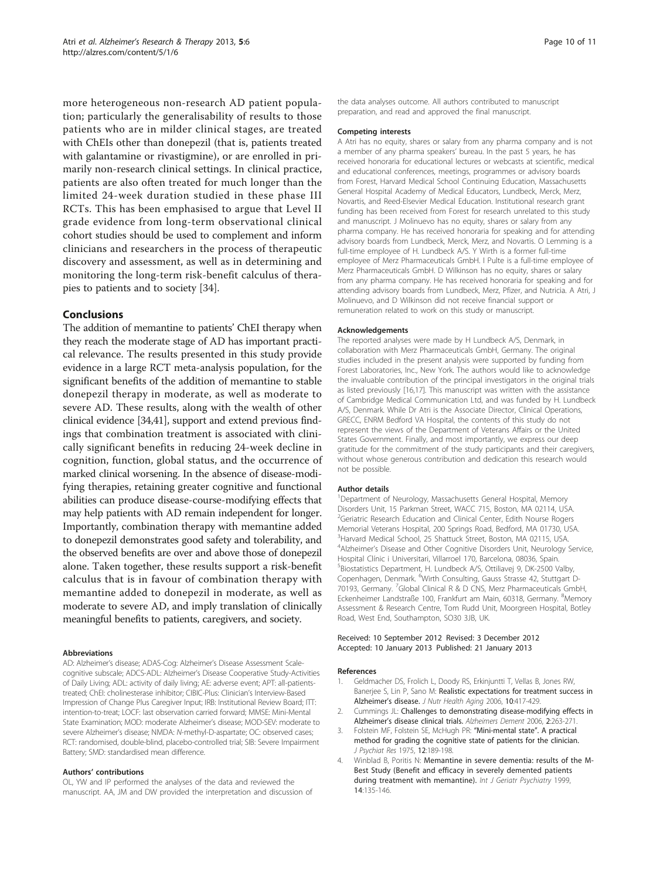more heterogeneous non-research AD patient population; particularly the generalisability of results to those patients who are in milder clinical stages, are treated with ChEIs other than donepezil (that is, patients treated with galantamine or rivastigmine), or are enrolled in primarily non-research clinical settings. In clinical practice, patients are also often treated for much longer than the limited 24-week duration studied in these phase III RCTs. This has been emphasised to argue that Level II grade evidence from long-term observational clinical cohort studies should be used to complement and inform clinicians and researchers in the process of therapeutic discovery and assessment, as well as in determining and monitoring the long-term risk-benefit calculus of therapies to patients and to society [34].

## Conclusions

The addition of memantine to patients' ChEI therapy when they reach the moderate stage of AD has important practical relevance. The results presented in this study provide evidence in a large RCT meta-analysis population, for the significant benefits of the addition of memantine to stable donepezil therapy in moderate, as well as moderate to severe AD. These results, along with the wealth of other clinical evidence [34,41], support and extend previous findings that combination treatment is associated with clinically significant benefits in reducing 24-week decline in cognition, function, global status, and the occurrence of marked clinical worsening. In the absence of disease-modifying therapies, retaining greater cognitive and functional abilities can produce disease-course-modifying effects that may help patients with AD remain independent for longer. Importantly, combination therapy with memantine added to donepezil demonstrates good safety and tolerability, and the observed benefits are over and above those of donepezil alone. Taken together, these results support a risk-benefit calculus that is in favour of combination therapy with memantine added to donepezil in moderate, as well as moderate to severe AD, and imply translation of clinically meaningful benefits to patients, caregivers, and society.

#### Abbreviations

AD: Alzheimer's disease; ADAS-Cog: Alzheimer's Disease Assessment Scale-cognitive subscale; ADCS-ADL: Alzheimer's Disease Cooperative Study-Activities of Daily Living; ADL: activity of daily living; AE: adverse event; APT: all-patients-treated; ChEI: cholinesterase inhibitor; CIBIC-Plus: Clinician's Interview-Based Impression of Change Plus Caregiver Input; IRB: Institutional Review Board; ITT: intention-to-treat; LOCF: last observation carried forward; MMSE: Mini-Mental State Examination; MOD: moderate Alzheimer's disease; MOD-SEV: moderate to severe Alzheimer's disease; NMDA: *N*-methyl-D-aspartate; OC: observed cases; RCT: randomised, double-blind, placebo-controlled trial; SIB: Severe Impairment Battery; SMD: standardised mean difference.

#### Authors' contributions

OL, YW and IP performed the analyses of the data and reviewed the manuscript. AA, JM and DW provided the interpretation and discussion of the data analyses outcome. All authors contributed to manuscript preparation, and read and approved the final manuscript.

#### Competing interests

A Atri has no equity, shares or salary from any pharma company and is not a member of any pharma speakers' bureau. In the past 5 years, he has received honoraria for educational lectures or webcasts at scientific, medical and educational conferences, meetings, programmes or advisory boards from Forest, Harvard Medical School Continuing Education, Massachusetts General Hospital Academy of Medical Educators, Lundbeck, Merck, Merz, Novartis, and Reed-Elsevier Medical Education. Institutional research grant funding has been received from Forest for research unrelated to this study and manuscript. J Molinuevo has no equity, shares or salary from any pharma company. He has received honoraria for speaking and for attending advisory boards from Lundbeck, Merck, Merz, and Novartis. O Lemming is a full-time employee of H. Lundbeck A/S. Y Wirth is a former full-time employee of Merz Pharmaceuticals GmbH. I Pulte is a full-time employee of Merz Pharmaceuticals GmbH. D Wilkinson has no equity, shares or salary from any pharma company. He has received honoraria for speaking and for attending advisory boards from Lundbeck, Merz, Pfizer, and Nutricia. A Atri, J Molinuevo, and D Wilkinson did not receive financial support or remuneration related to work on this study or manuscript.

#### Acknowledgements

The reported analyses were made by H Lundbeck A/S, Denmark, in collaboration with Merz Pharmaceuticals GmbH, Germany. The original studies included in the present analysis were supported by funding from Forest Laboratories, Inc., New York. The authors would like to acknowledge the invaluable contribution of the principal investigators in the original trials as listed previously [16,17]. This manuscript was written with the assistance of Cambridge Medical Communication Ltd, and was funded by H. Lundbeck A/S, Denmark. While Dr Atri is the Associate Director, Clinical Operations, GRECC, ENRM Bedford VA Hospital, the contents of this study do not represent the views of the Department of Veterans Affairs or the United States Government. Finally, and most importantly, we express our deep gratitude for the commitment of the study participants and their caregivers, without whose generous contribution and dedication this research would not be possible.

#### Author details

[1]Department of Neurology, Massachusetts General Hospital, Memory Disorders Unit, 15 Parkman Street, WACC 715, Boston, MA 02114, USA. [2]Geriatric Research Education and Clinical Center, Edith Nourse Rogers Memorial Veterans Hospital, 200 Springs Road, Bedford, MA 01730, USA. [3]Harvard Medical School, 25 Shattuck Street, Boston, MA 02115, USA. [4]Alzheimer's Disease and Other Cognitive Disorders Unit, Neurology Service, Hospital Clínic i Universitari, Villarroel 170, Barcelona, 08036, Spain. [5]Biostatistics Department, H. Lundbeck A/S, Ottiliavej 9, DK-2500 Valby, Copenhagen, Denmark. [6]Wirth Consulting, Gauss Strasse 42, Stuttgart D-70193, Germany. [7]Global Clinical R & D CNS, Merz Pharmaceuticals GmbH, Eckenheimer Landstraße 100, Frankfurt am Main, 60318, Germany. [8]Memory Assessment & Research Centre, Tom Rudd Unit, Moorgreen Hospital, Botley Road, West End, Southampton, SO30 3JB, UK.

Received: 10 September 2012 Revised: 3 December 2012
Accepted: 10 January 2013 Published: 21 January 2013

#### References

1. Geldmacher DS, Frolich L, Doody RS, Erkinjuntti T, Vellas B, Jones RW, Banerjee S, Lin P, Sano M: **Realistic expectations for treatment success in Alzheimer's disease.** *J Nutr Health Aging* 2006, **10**:417-429.
2. Cummings JL: **Challenges to demonstrating disease-modifying effects in Alzheimer's disease clinical trials.** *Alzheimers Dement* 2006, **2**:263-271.
3. Folstein MF, Folstein SE, McHugh PR: **"Mini-mental state". A practical method for grading the cognitive state of patients for the clinician.** *J Psychiat Res* 1975, **12**:189-198.
4. Winblad B, Poritis N: **Memantine in severe dementia: results of the M-Best Study (Benefit and efficacy in severely demented patients during treatment with memantine).** *Int J Geriatr Psychiatry* 1999, **14**:135-146.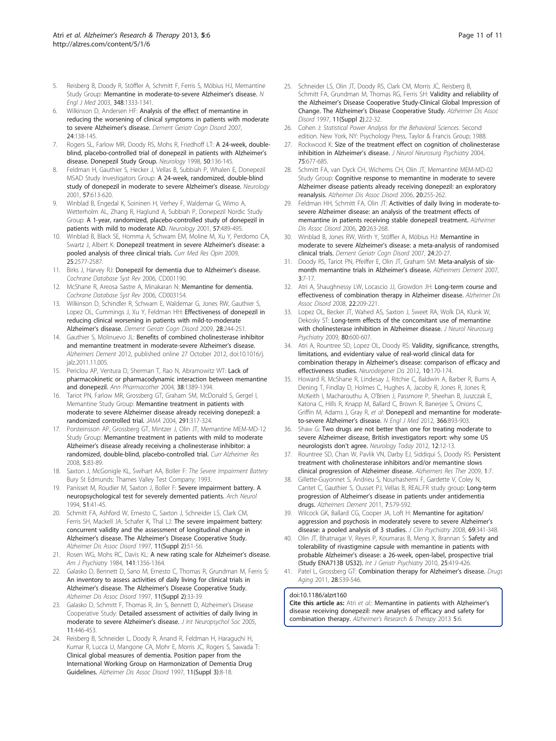5. Reisberg B, Doody R, Stöffler A, Schmitt F, Ferris S, Möbius HJ, Memantine Study Group: **Memantine in moderate-to-severe Alzheimer's disease.** *N Engl J Med* 2003, **348**:1333-1341.
6. Wilkinson D, Andersen HF: **Analysis of the effect of memantine in reducing the worsening of clinical symptoms in patients with moderate to severe Alzheimer's disease.** *Dement Geriatr Cogn Disord* 2007, **24**:138-145.
7. Rogers SL, Farlow MR, Doody RS, Mohs R, Friedhoff LT: **A 24-week, double-blind, placebo-controlled trial of donepezil in patients with Alzheimer's disease. Donepezil Study Group.** *Neurology* 1998, **50**:136-145.
8. Feldman H, Gauthier S, Hecker J, Vellas B, Subbiah P, Whalen E, Donepezil MSAD Study Investigators Group: **A 24-week, randomized, double-blind study of donepezil in moderate to severe Alzheimer's disease.** *Neurology* 2001, **57**:613-620.
9. Winblad B, Engedal K, Soininen H, Verhey F, Waldemar G, Wimo A, Wetterholm AL, Zhang R, Haglund A, Subbiah P, Donepezil Nordic Study Group: **A 1-year, randomized, placebo-controlled study of donepezil in patients with mild to moderate AD.** *Neurology* 2001, **57**:489-495.
10. Winblad B, Black SE, Homma A, Schwam EM, Moline M, Xu Y, Perdomo CA, Swartz J, Albert K: **Donepezil treatment in severe Alzheimer's disease: a pooled analysis of three clinical trials.** *Curr Med Res Opin* 2009, **25**:2577-2587.
11. Birks J, Harvey RJ: **Donepezil for dementia due to Alzheimer's disease.** *Cochrane Database Syst Rev* 2006, CD001190.
12. McShane R, Areosa Sastre A, Minakaran N: **Memantine for dementia.** *Cochrane Database Syst Rev* 2006, CD003154.
13. Wilkinson D, Schindler R, Schwam E, Waldemar G, Jones RW, Gauthier S, Lopez OL, Cummings J, Xu Y, Feldman HH: **Effectiveness of donepezil in reducing clinical worsening in patients with mild-to-moderate Alzheimer's disease.** *Dement Geriatr Cogn Disord* 2009, **28**:244-251.
14. Gauthier S, Molinuevo JL: **Benefits of combined cholinesterase inhibitor and memantine treatment in moderate-severe Alzheimer's disease.** *Alzheimers Dement* 2012, published online 27 October 2012, doi:10.1016/j.jalz.2011.11.005.
15. Periclou AP, Ventura D, Sherman T, Rao N, Abramowitz WT: **Lack of pharmacokinetic or pharmacodynamic interaction between memantine and donepezil.** *Ann Pharmacother* 2004, **38**:1389-1394.
16. Tariot PN, Farlow MR, Grossberg GT, Graham SM, McDonald S, Gergel I, Memantine Study Group: **Memantine treatment in patients with moderate to severe Alzheimer disease already receiving donepezil: a randomized controlled trial.** *JAMA* 2004, **291**:317-324.
17. Porsteinsson AP, Grossberg GT, Mintzer J, Olin JT, Memantine MEM-MD-12 Study Group: **Memantine treatment in patients with mild to moderate Alzheimer's disease already receiving a cholinesterase inhibitor: a randomized, double-blind, placebo-controlled trial.** *Curr Alzheimer Res* 2008, **5**:83-89.
18. Saxton J, McGonigle KL, Swihart AA, Boller F: *The Severe Impairment Battery* Bury St Edmunds: Thames Valley Test Company; 1993.
19. Panisset M, Roudier M, Saxton J, Boller F: **Severe impairment battery. A neuropsychological test for severely demented patients.** *Arch Neurol* 1994, **51**:41-45.
20. Schmitt FA, Ashford W, Ernesto C, Saxton J, Schneider LS, Clark CM, Ferris SH, Mackell JA, Schafer K, Thal LJ: **The severe impairment battery: concurrent validity and the assessment of longitudinal change in Alzheimer's disease. The Alzheimer's Disease Cooperative Study.** *Alzheimer Dis Assoc Disord* 1997, **11(Suppl 2)**:51-56.
21. Rosen WG, Mohs RC, Davis KL: **A new rating scale for Alzheimer's disease.** *Am J Psychiatry* 1984, **141**:1356-1364.
22. Galasko D, Bennett D, Sano M, Ernesto C, Thomas R, Grundman M, Ferris S: **An inventory to assess activities of daily living for clinical trials in Alzheimer's disease. The Alzheimer's Disease Cooperative Study.** *Alzheimer Dis Assoc Disord* 1997, **11(Suppl 2)**:33-39.
23. Galasko D, Schmitt F, Thomas R, Jin S, Bennett D, Alzheimer's Disease Cooperative Study: **Detailed assessment of activities of daily living in moderate to severe Alzheimer's disease.** *J Int Neuropsychol Soc* 2005, **11**:446-453.
24. Reisberg B, Schneider L, Doody R, Anand R, Feldman H, Haraguchi H, Kumar R, Lucca U, Mangone CA, Mohr E, Morris JC, Rogers S, Sawada T: **Clinical global measures of dementia. Position paper from the International Working Group on Harmonization of Dementia Drug Guidelines.** *Alzheimer Dis Assoc Disord* 1997, **11(Suppl 3)**:8-18.
25. Schneider LS, Olin JT, Doody RS, Clark CM, Morris JC, Reisberg B, Schmitt FA, Grundman M, Thomas RG, Ferris SH: **Validity and reliability of the Alzheimer's Disease Cooperative Study-Clinical Global Impression of Change. The Alzheimer's Disease Cooperative Study.** *Alzheimer Dis Assoc Disord* 1997, **11(Suppl 2)**:22-32.
26. Cohen J: *Statistical Power Analysis for the Behavioral Sciences.* Second edition. New York, NY: Psychology Press, Taylor & Francis Group; 1988.
27. Rockwood K: **Size of the treatment effect on cognition of cholinesterase inhibition in Alzheimer's disease.** *J Neurol Neurosurg Psychiatry* 2004, **75**:677-685.
28. Schmitt FA, van Dyck CH, Wichems CH, Olin JT, Memantine MEM-MD-02 Study Group: **Cognitive response to memantine in moderate to severe Alzheimer disease patients already receiving donepezil: an exploratory reanalysis.** *Alzheimer Dis Assoc Disord* 2006, **20**:255-262.
29. Feldman HH, Schmitt FA, Olin JT: **Activities of daily living in moderate-to-severe Alzheimer disease: an analysis of the treatment effects of memantine in patients receiving stable donepezil treatment.** *Alzheimer Dis Assoc Disord* 2006, **20**:263-268.
30. Winblad B, Jones RW, Wirth Y, Stöffler A, Möbius HJ: **Memantine in moderate to severe Alzheimer's disease: a meta-analysis of randomised clinical trials.** *Dement Geriatr Cogn Disord* 2007, **24**:20-27.
31. Doody RS, Tariot PN, Pfeiffer E, Olin JT, Graham SM: **Meta-analysis of six-month memantine trials in Alzheimer's disease.** *Alzheimers Dement* 2007, **3**:7-17.
32. Atri A, Shaughnessy LW, Locascio JJ, Growdon JH: **Long-term course and effectiveness of combination therapy in Alzheimer disease.** *Alzheimer Dis Assoc Disord* 2008, **22**:209-221.
33. Lopez OL, Becker JT, Wahed AS, Saxton J, Sweet RA, Wolk DA, Klunk W, Dekosky ST: **Long-term effects of the concomitant use of memantine with cholinesterase inhibition in Alzheimer disease.** *J Neurol Neurosurg Psychiatry* 2009, **80**:600-607.
34. Atri A, Rountree SD, Lopez OL, Doody RS: **Validity, significance, strengths, limitations, and evidentiary value of real-world clinical data for combination therapy in Alzheimer's disease: comparison of efficacy and effectiveness studies.** *Neurodegener Dis* 2012, **10**:170-174.
35. Howard R, McShane R, Lindesay J, Ritchie C, Baldwin A, Barber R, Burns A, Dening T, Findlay D, Holmes C, Hughes A, Jacoby R, Jones R, Jones R, McKeith I, Macharouthu A, O'Brien J, Passmore P, Sheehan B, Juszczak E, Katona C, Hills R, Knapp M, Ballard C, Brown R, Banerjee S, Onions C, Griffin M, Adams J, Gray R, *et al*: **Donepezil and memantine for moderate-to-severe Alzheimer's disease.** *N Engl J Med* 2012, **366**:893-903.
36. Shaw G: **Two drugs are not better than one for treating moderate to severe Alzheimer disease, British investigators report: why some US neurologists don't agree.** *Neurology Today* 2012, **12**:12-13.
37. Rountree SD, Chan W, Pavlik VN, Darby EJ, Siddiqui S, Doody RS: **Persistent treatment with cholinesterase inhibitors and/or memantine slows clinical progression of Alzheimer disease.** *Alzheimers Res Ther* 2009, **1**:7.
38. Gillette-Guyonnet S, Andrieu S, Nourhashemi F, Gardette V, Coley N, Cantet C, Gauthier S, Ousset PJ, Vellas B, REAL.FR study group: **Long-term progression of Alzheimer's disease in patients under antidementia drugs.** *Alzheimers Dement* 2011, **7**:579-592.
39. Wilcock GK, Ballard CG, Cooper JA, Loft H: **Memantine for agitation/aggression and psychosis in moderately severe to severe Alzheimer's disease: a pooled analysis of 3 studies.** *J Clin Psychiatry* 2008, **69**:341-348.
40. Olin JT, Bhatnagar V, Reyes P, Koumaras B, Meng X, Brannan S: **Safety and tolerability of rivastigmine capsule with memantine in patients with probable Alzheimer's disease: a 26-week, open-label, prospective trial (Study ENA713B US32).** *Int J Geriatr Psychiatry* 2010, **25**:419-426.
41. Patel L, Grossberg GT: **Combination therapy for Alzheimer's disease.** *Drugs Aging* 2011, **28**:539-546.

doi:10.1186/alzrt160

**Cite this article as:** Atri *et al.*: Memantine in patients with Alzheimer's disease receiving donepezil: new analyses of efficacy and safety for combination therapy. *Alzheimer's Research & Therapy* 2013 **5**:6.